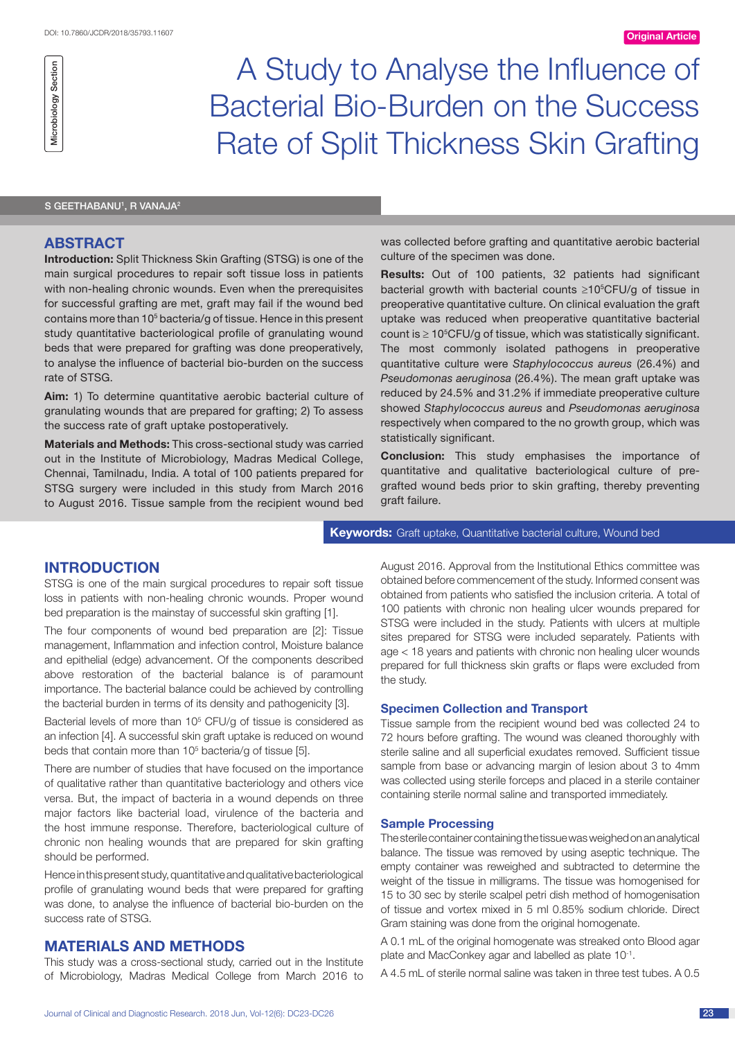DOI: 10.7860/JCDR/2018/35793.11607

Original Article

Microbiology Section

# A Study to Analyse the Influence of Bacterial Bio-Burden on the Success Rate of Split Thickness Skin Grafting

S GEETHABANU[1], R VANAJA[2]

## ABSTRACT

**Introduction:** Split Thickness Skin Grafting (STSG) is one of the main surgical procedures to repair soft tissue loss in patients with non-healing chronic wounds. Even when the prerequisites for successful grafting are met, graft may fail if the wound bed contains more than $10^5$ bacteria/g of tissue. Hence in this present study quantitative bacteriological profile of granulating wound beds that were prepared for grafting was done preoperatively, to analyse the influence of bacterial bio-burden on the success rate of STSG.

**Aim:** 1) To determine quantitative aerobic bacterial culture of granulating wounds that are prepared for grafting; 2) To assess the success rate of graft uptake postoperatively.

**Materials and Methods:** This cross-sectional study was carried out in the Institute of Microbiology, Madras Medical College, Chennai, Tamilnadu, India. A total of 100 patients prepared for STSG surgery were included in this study from March 2016 to August 2016. Tissue sample from the recipient wound bed was collected before grafting and quantitative aerobic bacterial culture of the specimen was done.

**Results:** Out of 100 patients, 32 patients had significant bacterial growth with bacterial counts $\geq 10^5$CFU/g of tissue in preoperative quantitative culture. On clinical evaluation the graft uptake was reduced when preoperative quantitative bacterial count is $\geq 10^5$CFU/g of tissue, which was statistically significant. The most commonly isolated pathogens in preoperative quantitative culture were *Staphylococcus aureus* (26.4%) and *Pseudomonas aeruginosa* (26.4%). The mean graft uptake was reduced by 24.5% and 31.2% if immediate preoperative culture showed *Staphylococcus aureus* and *Pseudomonas aeruginosa* respectively when compared to the no growth group, which was statistically significant.

**Conclusion:** This study emphasises the importance of quantitative and qualitative bacteriological culture of pre-grafted wound beds prior to skin grafting, thereby preventing graft failure.

**Keywords:** Graft uptake, Quantitative bacterial culture, Wound bed

## INTRODUCTION

STSG is one of the main surgical procedures to repair soft tissue loss in patients with non-healing chronic wounds. Proper wound bed preparation is the mainstay of successful skin grafting [1].

The four components of wound bed preparation are [2]: Tissue management, Inflammation and infection control, Moisture balance and epithelial (edge) advancement. Of the components described above restoration of the bacterial balance is of paramount importance. The bacterial balance could be achieved by controlling the bacterial burden in terms of its density and pathogenicity [3].

Bacterial levels of more than $10^5$ CFU/g of tissue is considered as an infection [4]. A successful skin graft uptake is reduced on wound beds that contain more than $10^5$ bacteria/g of tissue [5].

There are number of studies that have focused on the importance of qualitative rather than quantitative bacteriology and others vice versa. But, the impact of bacteria in a wound depends on three major factors like bacterial load, virulence of the bacteria and the host immune response. Therefore, bacteriological culture of chronic non healing wounds that are prepared for skin grafting should be performed.

Hence in this present study, quantitative and qualitative bacteriological profile of granulating wound beds that were prepared for grafting was done, to analyse the influence of bacterial bio-burden on the success rate of STSG.

## MATERIALS AND METHODS

This study was a cross-sectional study, carried out in the Institute of Microbiology, Madras Medical College from March 2016 to August 2016. Approval from the Institutional Ethics committee was obtained before commencement of the study. Informed consent was obtained from patients who satisfied the inclusion criteria. A total of 100 patients with chronic non healing ulcer wounds prepared for STSG were included in the study. Patients with ulcers at multiple sites prepared for STSG were included separately. Patients with age < 18 years and patients with chronic non healing ulcer wounds prepared for full thickness skin grafts or flaps were excluded from the study.

### Specimen Collection and Transport

Tissue sample from the recipient wound bed was collected 24 to 72 hours before grafting. The wound was cleaned thoroughly with sterile saline and all superficial exudates removed. Sufficient tissue sample from base or advancing margin of lesion about 3 to 4mm was collected using sterile forceps and placed in a sterile container containing sterile normal saline and transported immediately.

### Sample Processing

The sterile container containing the tissue was weighed on an analytical balance. The tissue was removed by using aseptic technique. The empty container was reweighed and subtracted to determine the weight of the tissue in milligrams. The tissue was homogenised for 15 to 30 sec by sterile scalpel petri dish method of homogenisation of tissue and vortex mixed in 5 ml 0.85% sodium chloride. Direct Gram staining was done from the original homogenate.

A 0.1 mL of the original homogenate was streaked onto Blood agar plate and MacConkey agar and labelled as plate $10^{-1}$.

A 4.5 mL of sterile normal saline was taken in three test tubes. A 0.5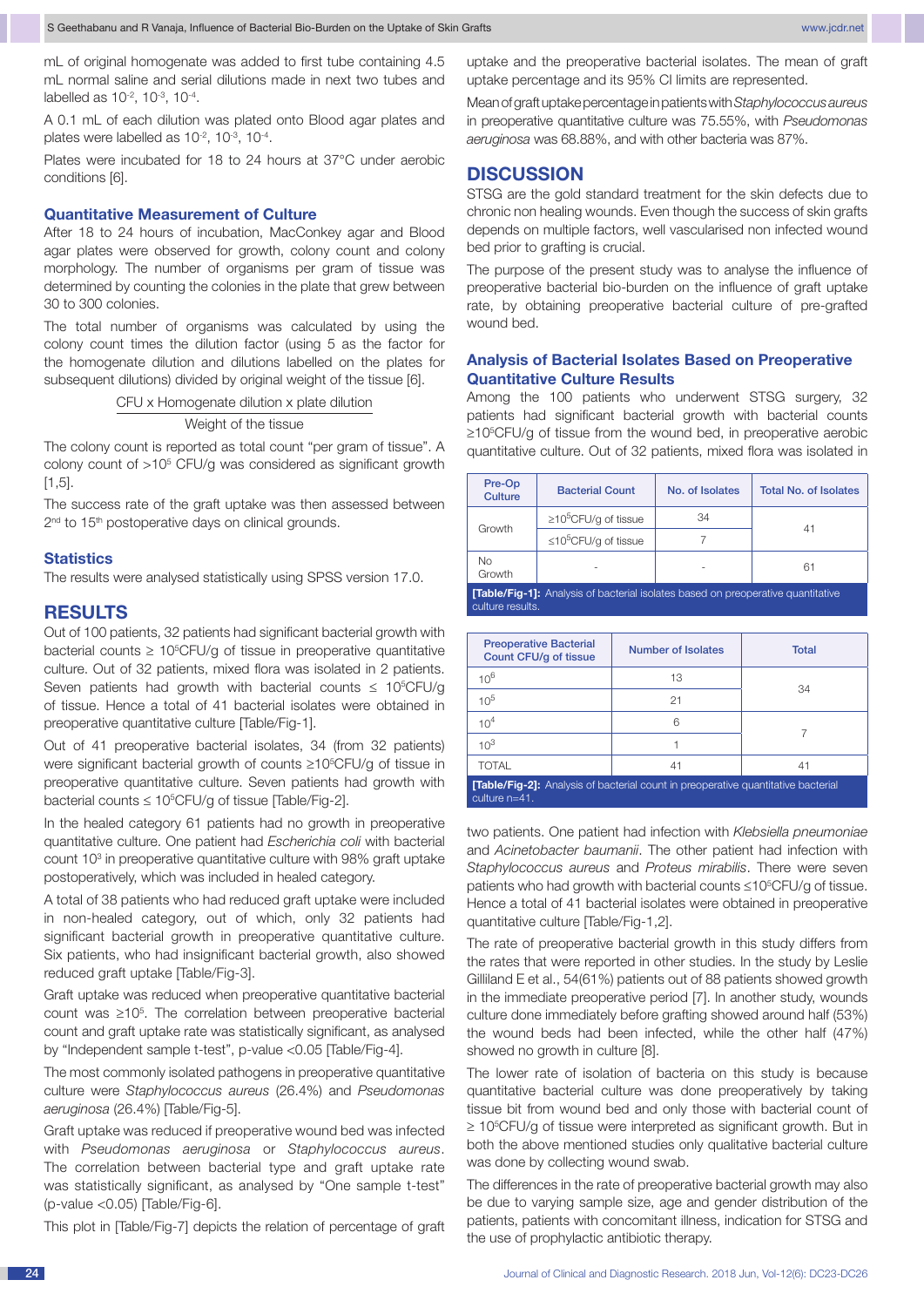mL of original homogenate was added to first tube containing 4.5 mL normal saline and serial dilutions made in next two tubes and labelled as $10^{-2}$, $10^{-3}$, $10^{-4}$.

A 0.1 mL of each dilution was plated onto Blood agar plates and plates were labelled as $10^{-2}$, $10^{-3}$, $10^{-4}$.

Plates were incubated for 18 to 24 hours at 37°C under aerobic conditions [6].

### Quantitative Measurement of Culture

After 18 to 24 hours of incubation, MacConkey agar and Blood agar plates were observed for growth, colony count and colony morphology. The number of organisms per gram of tissue was determined by counting the colonies in the plate that grew between 30 to 300 colonies.

The total number of organisms was calculated by using the colony count times the dilution factor (using 5 as the factor for the homogenate dilution and dilutions labelled on the plates for subsequent dilutions) divided by original weight of the tissue [6].

$$\frac{\text{CFU x Homogenate dilution x plate dilution}}{\text{Weight of the tissue}}$$

The colony count is reported as total count "per gram of tissue". A colony count of $>10^5$ CFU/g was considered as significant growth [1,5].

The success rate of the graft uptake was then assessed between 2nd to 15th postoperative days on clinical grounds.

### Statistics

The results were analysed statistically using SPSS version 17.0.

## RESULTS

Out of 100 patients, 32 patients had significant bacterial growth with bacterial counts $\geq 10^5$CFU/g of tissue in preoperative quantitative culture. Out of 32 patients, mixed flora was isolated in 2 patients. Seven patients had growth with bacterial counts $\leq 10^5$CFU/g of tissue. Hence a total of 41 bacterial isolates were obtained in preoperative quantitative culture [Table/Fig-1].

Out of 41 preoperative bacterial isolates, 34 (from 32 patients) were significant bacterial growth of counts $\geq 10^5$CFU/g of tissue in preoperative quantitative culture. Seven patients had growth with bacterial counts $\leq 10^5$CFU/g of tissue [Table/Fig-2].

In the healed category 61 patients had no growth in preoperative quantitative culture. One patient had *Escherichia coli* with bacterial count $10^3$ in preoperative quantitative culture with 98% graft uptake postoperatively, which was included in healed category.

A total of 38 patients who had reduced graft uptake were included in non-healed category, out of which, only 32 patients had significant bacterial growth in preoperative quantitative culture. Six patients, who had insignificant bacterial growth, also showed reduced graft uptake [Table/Fig-3].

Graft uptake was reduced when preoperative quantitative bacterial count was $\geq 10^5$. The correlation between preoperative bacterial count and graft uptake rate was statistically significant, as analysed by "Independent sample t-test", p-value <0.05 [Table/Fig-4].

The most commonly isolated pathogens in preoperative quantitative culture were *Staphylococcus aureus* (26.4%) and *Pseudomonas aeruginosa* (26.4%) [Table/Fig-5].

Graft uptake was reduced if preoperative wound bed was infected with *Pseudomonas aeruginosa* or *Staphylococcus aureus*. The correlation between bacterial type and graft uptake rate was statistically significant, as analysed by "One sample t-test" (p-value <0.05) [Table/Fig-6].

This plot in [Table/Fig-7] depicts the relation of percentage of graft uptake and the preoperative bacterial isolates. The mean of graft uptake percentage and its 95% CI limits are represented.

Mean of graft uptake percentage in patients with *Staphylococcus aureus* in preoperative quantitative culture was 75.55%, with *Pseudomonas aeruginosa* was 68.88%, and with other bacteria was 87%.

## DISCUSSION

STSG are the gold standard treatment for the skin defects due to chronic non healing wounds. Even though the success of skin grafts depends on multiple factors, well vascularised non infected wound bed prior to grafting is crucial.

The purpose of the present study was to analyse the influence of preoperative bacterial bio-burden on the influence of graft uptake rate, by obtaining preoperative bacterial culture of pre-grafted wound bed.

### Analysis of Bacterial Isolates Based on Preoperative Quantitative Culture Results

Among the 100 patients who underwent STSG surgery, 32 patients had significant bacterial growth with bacterial counts $\geq 10^5$CFU/g of tissue from the wound bed, in preoperative aerobic quantitative culture. Out of 32 patients, mixed flora was isolated in two patients. One patient had infection with *Klebsiella pneumoniae* and *Acinetobacter baumanii*. The other patient had infection with *Staphylococcus aureus* and *Proteus mirabilis*. There were seven patients who had growth with bacterial counts $\leq 10^5$CFU/g of tissue. Hence a total of 41 bacterial isolates were obtained in preoperative quantitative culture [Table/Fig-1,2].

| Pre-Op Culture | Bacterial Count | No. of Isolates | Total No. of Isolates |
|---|---|---|---|
| Growth | $\geq 10^5$CFU/g of tissue | 34 | 41 |
| | $\leq 10^5$CFU/g of tissue | 7 | |
| No Growth | - | - | 61 |

**[Table/Fig-1]:** Analysis of bacterial isolates based on preoperative quantitative culture results.

| Preoperative Bacterial Count CFU/g of tissue | Number of Isolates | Total |
|---|---|---|
| $10^6$ | 13 | 34 |
| $10^5$ | 21 | |
| $10^4$ | 6 | 7 |
| $10^3$ | 1 | |
| TOTAL | 41 | 41 |

**[Table/Fig-2]:** Analysis of bacterial count in preoperative quantitative bacterial culture n=41.

The rate of preoperative bacterial growth in this study differs from the rates that were reported in other studies. In the study by Leslie Gilliland E et al., 54(61%) patients out of 88 patients showed growth in the immediate preoperative period [7]. In another study, wounds culture done immediately before grafting showed around half (53%) the wound beds had been infected, while the other half (47%) showed no growth in culture [8].

The lower rate of isolation of bacteria on this study is because quantitative bacterial culture was done preoperatively by taking tissue bit from wound bed and only those with bacterial count of $\geq 10^5$CFU/g of tissue were interpreted as significant growth. But in both the above mentioned studies only qualitative bacterial culture was done by collecting wound swab.

The differences in the rate of preoperative bacterial growth may also be due to varying sample size, age and gender distribution of the patients, patients with concomitant illness, indication for STSG and the use of prophylactic antibiotic therapy.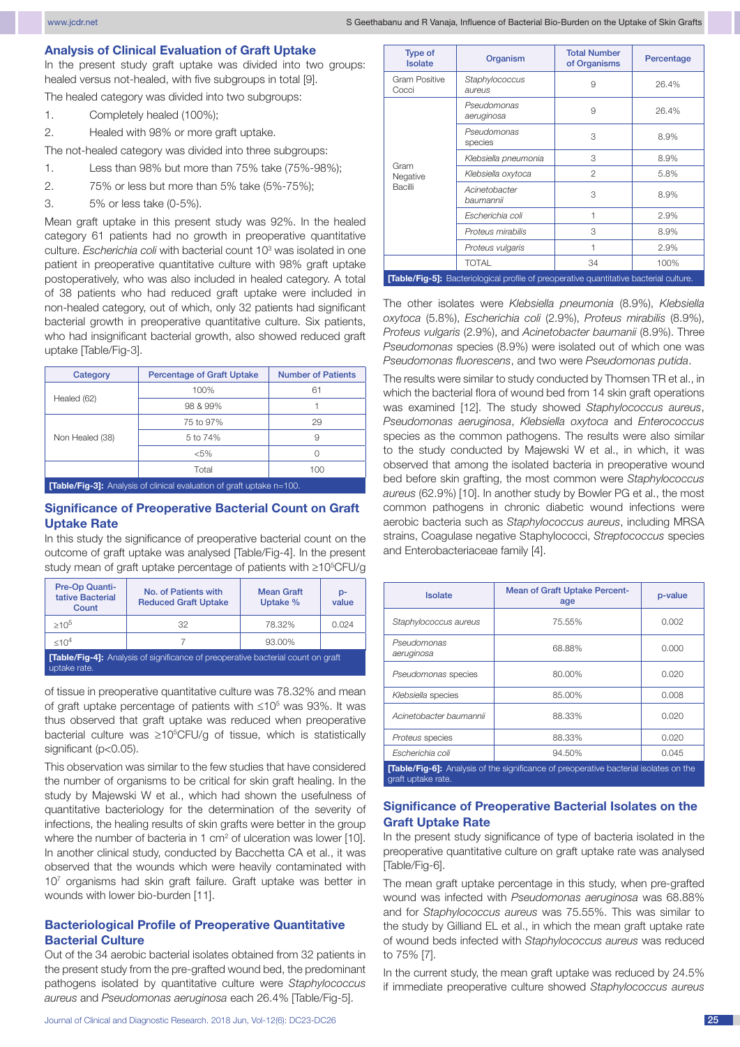## Analysis of Clinical Evaluation of Graft Uptake

In the present study graft uptake was divided into two groups: healed versus not-healed, with five subgroups in total [9].

The healed category was divided into two subgroups:

1. Completely healed (100%);
2. Healed with 98% or more graft uptake.

The not-healed category was divided into three subgroups:

1. Less than 98% but more than 75% take (75%-98%);
2. 75% or less but more than 5% take (5%-75%);
3. 5% or less take (0-5%).

Mean graft uptake in this present study was 92%. In the healed category 61 patients had no growth in preoperative quantitative culture. *Escherichia coli* with bacterial count $10^3$ was isolated in one patient in preoperative quantitative culture with 98% graft uptake postoperatively, who was also included in healed category. A total of 38 patients who had reduced graft uptake were included in non-healed category, out of which, only 32 patients had significant bacterial growth in preoperative quantitative culture. Six patients, who had insignificant bacterial growth, also showed reduced graft uptake [Table/Fig-3].

| Category | Percentage of Graft Uptake | Number of Patients |
|---|---|---|
| Healed (62) | 100% | 61 |
| | 98 & 99% | 1 |
| Non Healed (38) | 75 to 97% | 29 |
| | 5 to 74% | 9 |
| | <5% | 0 |
| | Total | 100 |

**[Table/Fig-3]:** Analysis of clinical evaluation of graft uptake n=100.

## Significance of Preoperative Bacterial Count on Graft Uptake Rate

In this study the significance of preoperative bacterial count on the outcome of graft uptake was analysed [Table/Fig-4]. In the present study mean of graft uptake percentage of patients with $\geq 10^5$CFU/g of tissue in preoperative quantitative culture was 78.32% and mean of graft uptake percentage of patients with $\leq 10^5$ was 93%. It was thus observed that graft uptake was reduced when preoperative bacterial culture was $\geq 10^5$CFU/g of tissue, which is statistically significant ($p<0.05$).

| Pre-Op Quantitative Bacterial Count | No. of Patients with Reduced Graft Uptake | Mean Graft Uptake % | p-value |
|---|---|---|---|
| $\geq 10^5$ | 32 | 78.32% | 0.024 |
| $\leq 10^4$ | 7 | 93.00% | |

**[Table/Fig-4]:** Analysis of significance of preoperative bacterial count on graft uptake rate.

This observation was similar to the few studies that have considered the number of organisms to be critical for skin graft healing. In the study by Majewski W et al., which had shown the usefulness of quantitative bacteriology for the determination of the severity of infections, the healing results of skin grafts were better in the group where the number of bacteria in 1 $cm^2$ of ulceration was lower [10]. In another clinical study, conducted by Bacchetta CA et al., it was observed that the wounds which were heavily contaminated with $10^7$ organisms had skin graft failure. Graft uptake was better in wounds with lower bio-burden [11].

## Bacteriological Profile of Preoperative Quantitative Bacterial Culture

Out of the 34 aerobic bacterial isolates obtained from 32 patients in the present study from the pre-grafted wound bed, the predominant pathogens isolated by quantitative culture were *Staphylococcus aureus* and *Pseudomonas aeruginosa* each 26.4% [Table/Fig-5].

| Type of Isolate | Organism | Total Number of Organisms | Percentage |
|---|---|---|---|
| Gram Positive Cocci | *Staphylococcus aureus* | 9 | 26.4% |
| Gram Negative Bacilli | *Pseudomonas aeruginosa* | 9 | 26.4% |
| | *Pseudomonas species* | 3 | 8.9% |
| | *Klebsiella pneumonia* | 3 | 8.9% |
| | *Klebsiella oxytoca* | 2 | 5.8% |
| | *Acinetobacter baumannii* | 3 | 8.9% |
| | *Escherichia coli* | 1 | 2.9% |
| | *Proteus mirabilis* | 3 | 8.9% |
| | *Proteus vulgaris* | 1 | 2.9% |
| | TOTAL | 34 | 100% |

**[Table/Fig-5]:** Bacteriological profile of preoperative quantitative bacterial culture.

The other isolates were *Klebsiella pneumonia* (8.9%), *Klebsiella oxytoca* (5.8%), *Escherichia coli* (2.9%), *Proteus mirabilis* (8.9%), *Proteus vulgaris* (2.9%), and *Acinetobacter baumanii* (8.9%). Three *Pseudomonas* species (8.9%) were isolated out of which one was *Pseudomonas fluorescens*, and two were *Pseudomonas putida*.

The results were similar to study conducted by Thomsen TR et al., in which the bacterial flora of wound bed from 14 skin graft operations was examined [12]. The study showed *Staphylococcus aureus*, *Pseudomonas aeruginosa*, *Klebsiella oxytoca* and *Enterococcus* species as the common pathogens. The results were also similar to the study conducted by Majewski W et al., in which, it was observed that among the isolated bacteria in preoperative wound bed before skin grafting, the most common were *Staphylococcus aureus* (62.9%) [10]. In another study by Bowler PG et al., the most common pathogens in chronic diabetic wound infections were aerobic bacteria such as *Staphylococcus aureus*, including MRSA strains, Coagulase negative Staphylococci, *Streptococcus* species and Enterobacteriaceae family [4].

| Isolate | Mean of Graft Uptake Percentage | p-value |
|---|---|---|
| *Staphylococcus aureus* | 75.55% | 0.002 |
| *Pseudomonas aeruginosa* | 68.88% | 0.000 |
| *Pseudomonas* species | 80.00% | 0.020 |
| *Klebsiella* species | 85.00% | 0.008 |
| *Acinetobacter baumannii* | 88.33% | 0.020 |
| *Proteus* species | 88.33% | 0.020 |
| *Escherichia coli* | 94.50% | 0.045 |

**[Table/Fig-6]:** Analysis of the significance of preoperative bacterial isolates on the graft uptake rate.

## Significance of Preoperative Bacterial Isolates on the Graft Uptake Rate

In the present study significance of type of bacteria isolated in the preoperative quantitative culture on graft uptake rate was analysed [Table/Fig-6].

The mean graft uptake percentage in this study, when pre-grafted wound was infected with *Pseudomonas aeruginosa* was 68.88% and for *Staphylococcus aureus* was 75.55%. This was similar to the study by Gilliand EL et al., in which the mean graft uptake rate of wound beds infected with *Staphylococcus aureus* was reduced to 75% [7].

In the current study, the mean graft uptake was reduced by 24.5% if immediate preoperative culture showed *Staphylococcus aureus*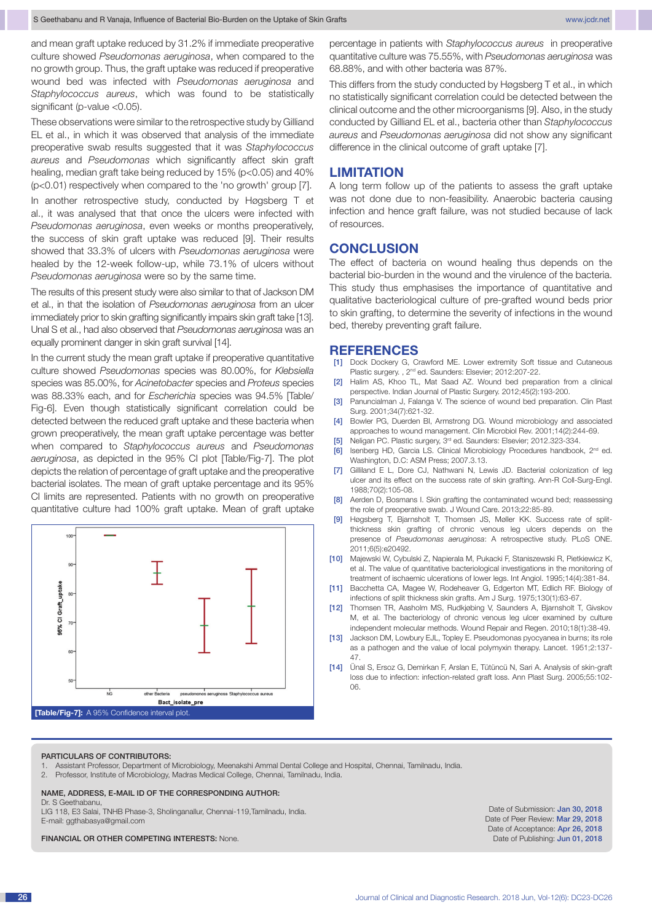and mean graft uptake reduced by 31.2% if immediate preoperative culture showed *Pseudomonas aeruginosa*, when compared to the no growth group. Thus, the graft uptake was reduced if preoperative wound bed was infected with *Pseudomonas aeruginosa* and *Staphylococcus aureus*, which was found to be statistically significant (p-value <0.05).

These observations were similar to the retrospective study by Gilliand EL et al., in which it was observed that analysis of the immediate preoperative swab results suggested that it was *Staphylococcus aureus* and *Pseudomonas* which significantly affect skin graft healing, median graft take being reduced by 15% (p<0.05) and 40% (p<0.01) respectively when compared to the 'no growth' group [7].

In another retrospective study, conducted by Høgsberg T et al., it was analysed that that once the ulcers were infected with *Pseudomonas aeruginosa*, even weeks or months preoperatively, the success of skin graft uptake was reduced [9]. Their results showed that 33.3% of ulcers with *Pseudomonas aeruginosa* were healed by the 12-week follow-up, while 73.1% of ulcers without *Pseudomonas aeruginosa* were so by the same time.

The results of this present study were also similar to that of Jackson DM et al., in that the isolation of *Pseudomonas aeruginosa* from an ulcer immediately prior to skin grafting significantly impairs skin graft take [13]. Unal S et al., had also observed that *Pseudomonas aeruginosa* was an equally prominent danger in skin graft survival [14].

In the current study the mean graft uptake if preoperative quantitative culture showed *Pseudomonas* species was 80.00%, for *Klebsiella* species was 85.00%, for *Acinetobacter* species and *Proteus* species was 88.33% each, and for *Escherichia* species was 94.5% [Table/Fig-6]. Even though statistically significant correlation could be detected between the reduced graft uptake and these bacteria when grown preoperatively, the mean graft uptake percentage was better when compared to *Staphylococcus aureus* and *Pseudomonas aeruginosa*, as depicted in the 95% CI plot [Table/Fig-7]. The plot depicts the relation of percentage of graft uptake and the preoperative bacterial isolates. The mean of graft uptake percentage and its 95% CI limits are represented. Patients with no growth on preoperative quantitative culture had 100% graft uptake. Mean of graft uptake percentage in patients with *Staphylococcus aureus* in preoperative quantitative culture was 75.55%, with *Pseudomonas aeruginosa* was 68.88%, and with other bacteria was 87%.

95% CI Graft_uptake
100
90
80
70
60
50
NG
other Bacteria
pseudomonas aeruginosa
Staphylococcus aureus
Bact_isolate_pre

**[Table/Fig-7]:** A 95% Confidence interval plot.

This differs from the study conducted by Høgsberg T et al., in which no statistically significant correlation could be detected between the clinical outcome and the other microorganisms [9]. Also, in the study conducted by Gilliand EL et al., bacteria other than *Staphylococcus aureus* and *Pseudomonas aeruginosa* did not show any significant difference in the clinical outcome of graft uptake [7].

## LIMITATION

A long term follow up of the patients to assess the graft uptake was not done due to non-feasibility. Anaerobic bacteria causing infection and hence graft failure, was not studied because of lack of resources.

## CONCLUSION

The effect of bacteria on wound healing thus depends on the bacterial bio-burden in the wound and the virulence of the bacteria. This study thus emphasises the importance of quantitative and qualitative bacteriological culture of pre-grafted wound beds prior to skin grafting, to determine the severity of infections in the wound bed, thereby preventing graft failure.

## REFERENCES

[1] Dock Dockery G, Crawford ME. Lower extremity Soft tissue and Cutaneous Plastic surgery. , 2nd ed. Saunders: Elsevier; 2012:207-22.
[2] Halim AS, Khoo TL, Mat Saad AZ. Wound bed preparation from a clinical perspective. Indian Journal of Plastic Surgery. 2012;45(2):193-200.
[3] Panuncialman J, Falanga V. The science of wound bed preparation. Clin Plast Surg. 2001;34(7):621-32.
[4] Bowler PG, Duerden BI, Armstrong DG. Wound microbiology and associated approaches to wound management. Clin Microbiol Rev. 2001;14(2):244-69.
[5] Neligan PC. Plastic surgery, 3rd ed. Saunders: Elsevier; 2012.323-334.
[6] Isenberg HD, Garcia LS. Clinical Microbiology Procedures handbook, 2nd ed. Washington, D.C: ASM Press; 2007.3.13.
[7] Gilliland E L, Dore CJ, Nathwani N, Lewis JD. Bacterial colonization of leg ulcer and its effect on the success rate of skin grafting. Ann-R Coll-Surg-Engl. 1988;70(2):105-08.
[8] Aerden D, Bosmans I. Skin grafting the contaminated wound bed; reassessing the role of preoperative swab. J Wound Care. 2013;22:85-89.
[9] Høgsberg T, Bjarnsholt T, Thomsen JS, Møller KK. Success rate of split-thickness skin grafting of chronic venous leg ulcers depends on the presence of *Pseudomonas aeruginosa*: A retrospective study. PLoS ONE. 2011;6(5):e20492.
[10] Majewski W, Cybulski Z, Napierala M, Pukacki F, Staniszewski R, Pietkiewicz K, et al. The value of quantitative bacteriological investigations in the monitoring of treatment of ischaemic ulcerations of lower legs. Int Angiol. 1995;14(4):381-84.
[11] Bacchetta CA, Magee W, Rodeheaver G, Edgerton MT, Edlich RF. Biology of infections of split thickness skin grafts. Am J Surg. 1975;130(1):63-67.
[12] Thomsen TR, Aasholm MS, Rudkjøbing V, Saunders A, Bjarnsholt T, Givskov M, et al. The bacteriology of chronic venous leg ulcer examined by culture independent molecular methods. Wound Repair and Regen. 2010;18(1):38-49.
[13] Jackson DM, Lowbury EJL, Topley E. Pseudomonas pyocyanea in burns; its role as a pathogen and the value of local polymyxin therapy. Lancet. 1951;2:137-47.
[14] Ünal S, Ersoz G, Demirkan F, Arslan E, Tütüncü N, Sari A. Analysis of skin-graft loss due to infection: infection-related graft loss. Ann Plast Surg. 2005;55:102-06.

**PARTICULARS OF CONTRIBUTORS:**
1. Assistant Professor, Department of Microbiology, Meenakshi Ammal Dental College and Hospital, Chennai, Tamilnadu, India.
2. Professor, Institute of Microbiology, Madras Medical College, Chennai, Tamilnadu, India.

**NAME, ADDRESS, E-MAIL ID OF THE CORRESPONDING AUTHOR:**
Dr. S Geethabanu,
LIG 118, E3 Salai, TNHB Phase-3, Sholinganallur, Chennai-119,Tamilnadu, India.
E-mail: ggthabasya@gmail.com

**FINANCIAL OR OTHER COMPETING INTERESTS:** None.

Date of Submission: Jan 30, 2018
Date of Peer Review: Mar 29, 2018
Date of Acceptance: Apr 26, 2018
Date of Publishing: Jun 01, 2018